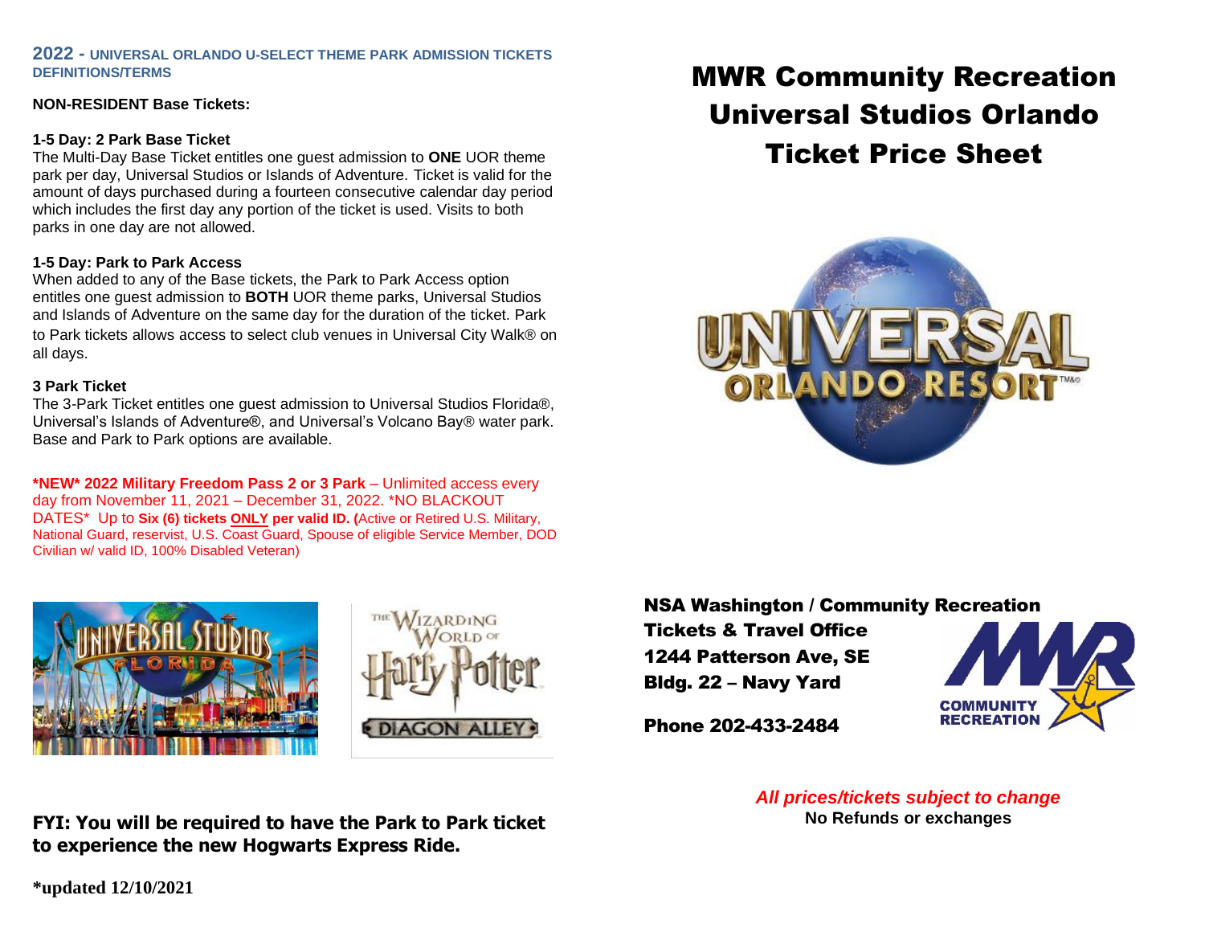## 2022 - UNIVERSAL ORLANDO U-SELECT THEME PARK ADMISSION TICKETS DEFINITIONS/TERMS

**NON-RESIDENT Base Tickets:**

**1-5 Day: 2 Park Base Ticket**
The Multi-Day Base Ticket entitles one guest admission to **ONE** UOR theme park per day, Universal Studios or Islands of Adventure. Ticket is valid for the amount of days purchased during a fourteen consecutive calendar day period which includes the first day any portion of the ticket is used. Visits to both parks in one day are not allowed.

**1-5 Day: Park to Park Access**
When added to any of the Base tickets, the Park to Park Access option entitles one guest admission to **BOTH** UOR theme parks, Universal Studios and Islands of Adventure on the same day for the duration of the ticket. Park to Park tickets allows access to select club venues in Universal City Walk® on all days.

**3 Park Ticket**
The 3-Park Ticket entitles one guest admission to Universal Studios Florida®, Universal's Islands of Adventure®, and Universal's Volcano Bay® water park. Base and Park to Park options are available.

**\*NEW\* 2022 Military Freedom Pass 2 or 3 Park** – Unlimited access every day from November 11, 2021 – December 31, 2022. *NO BLACKOUT DATES* Up to **Six (6) tickets ONLY per valid ID.** (Active or Retired U.S. Military, National Guard, reservist, U.S. Coast Guard, Spouse of eligible Service Member, DOD Civilian w/ valid ID, 100% Disabled Veteran)

**FYI: You will be required to have the Park to Park ticket to experience the new Hogwarts Express Ride.**

**\*updated 12/10/2021**

# MWR Community Recreation Universal Studios Orlando Ticket Price Sheet

**NSA Washington / Community Recreation**
**Tickets & Travel Office**
**1244 Patterson Ave, SE**
**Bldg. 22 – Navy Yard**

**Phone 202-433-2484**

*All prices/tickets subject to change*
**No Refunds or exchanges**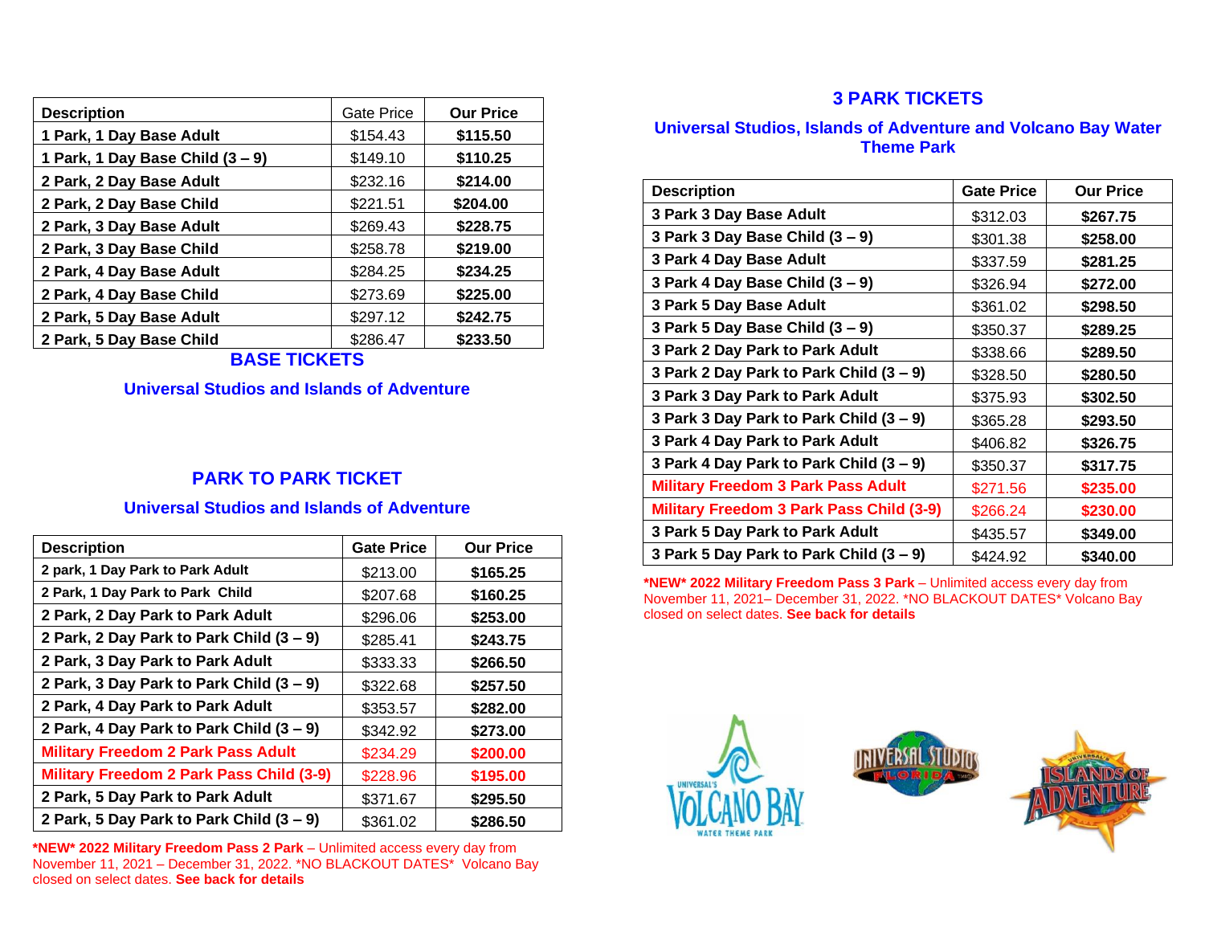| Description | Gate Price | Our Price |
|---|---|---|
| 1 Park, 1 Day Base Adult | $154.43 | **$115.50** |
| 1 Park, 1 Day Base Child (3 – 9) | $149.10 | **$110.25** |
| 2 Park, 2 Day Base Adult | $232.16 | **$214.00** |
| 2 Park, 2 Day Base Child | $221.51 | **$204.00** |
| 2 Park, 3 Day Base Adult | $269.43 | **$228.75** |
| 2 Park, 3 Day Base Child | $258.78 | **$219.00** |
| 2 Park, 4 Day Base Adult | $284.25 | **$234.25** |
| 2 Park, 4 Day Base Child | $273.69 | **$225.00** |
| 2 Park, 5 Day Base Adult | $297.12 | **$242.75** |
| 2 Park, 5 Day Base Child | $286.47 | **$233.50** |

## BASE TICKETS

### Universal Studios and Islands of Adventure

## PARK TO PARK TICKET

### Universal Studios and Islands of Adventure

| Description | Gate Price | Our Price |
|---|---|---|
| 2 park, 1 Day Park to Park Adult | $213.00 | **$165.25** |
| 2 Park, 1 Day Park to Park Child | $207.68 | **$160.25** |
| 2 Park, 2 Day Park to Park Adult | $296.06 | **$253.00** |
| 2 Park, 2 Day Park to Park Child (3 – 9) | $285.41 | **$243.75** |
| 2 Park, 3 Day Park to Park Adult | $333.33 | **$266.50** |
| 2 Park, 3 Day Park to Park Child (3 – 9) | $322.68 | **$257.50** |
| 2 Park, 4 Day Park to Park Adult | $353.57 | **$282.00** |
| 2 Park, 4 Day Park to Park Child (3 – 9) | $342.92 | **$273.00** |
| Military Freedom 2 Park Pass Adult | $234.29 | **$200.00** |
| Military Freedom 2 Park Pass Child (3-9) | $228.96 | **$195.00** |
| 2 Park, 5 Day Park to Park Adult | $371.67 | **$295.50** |
| 2 Park, 5 Day Park to Park Child (3 – 9) | $361.02 | **$286.50** |

***NEW* 2022 Military Freedom Pass 2 Park** – Unlimited access every day from November 11, 2021 – December 31, 2022. *NO BLACKOUT DATES* Volcano Bay closed on select dates. **See back for details**

## 3 PARK TICKETS

### Universal Studios, Islands of Adventure and Volcano Bay Water Theme Park

| Description | Gate Price | Our Price |
|---|---|---|
| 3 Park 3 Day Base Adult | $312.03 | **$267.75** |
| 3 Park 3 Day Base Child (3 – 9) | $301.38 | **$258.00** |
| 3 Park 4 Day Base Adult | $337.59 | **$281.25** |
| 3 Park 4 Day Base Child (3 – 9) | $326.94 | **$272.00** |
| 3 Park 5 Day Base Adult | $361.02 | **$298.50** |
| 3 Park 5 Day Base Child (3 – 9) | $350.37 | **$289.25** |
| 3 Park 2 Day Park to Park Adult | $338.66 | **$289.50** |
| 3 Park 2 Day Park to Park Child (3 – 9) | $328.50 | **$280.50** |
| 3 Park 3 Day Park to Park Adult | $375.93 | **$302.50** |
| 3 Park 3 Day Park to Park Child (3 – 9) | $365.28 | **$293.50** |
| 3 Park 4 Day Park to Park Adult | $406.82 | **$326.75** |
| 3 Park 4 Day Park to Park Child (3 – 9) | $350.37 | **$317.75** |
| Military Freedom 3 Park Pass Adult | $271.56 | **$235.00** |
| Military Freedom 3 Park Pass Child (3-9) | $266.24 | **$230.00** |
| 3 Park 5 Day Park to Park Adult | $435.57 | **$349.00** |
| 3 Park 5 Day Park to Park Child (3 – 9) | $424.92 | **$340.00** |

***NEW* 2022 Military Freedom Pass 3 Park** – Unlimited access every day from November 11, 2021– December 31, 2022. *NO BLACKOUT DATES* Volcano Bay closed on select dates. **See back for details**